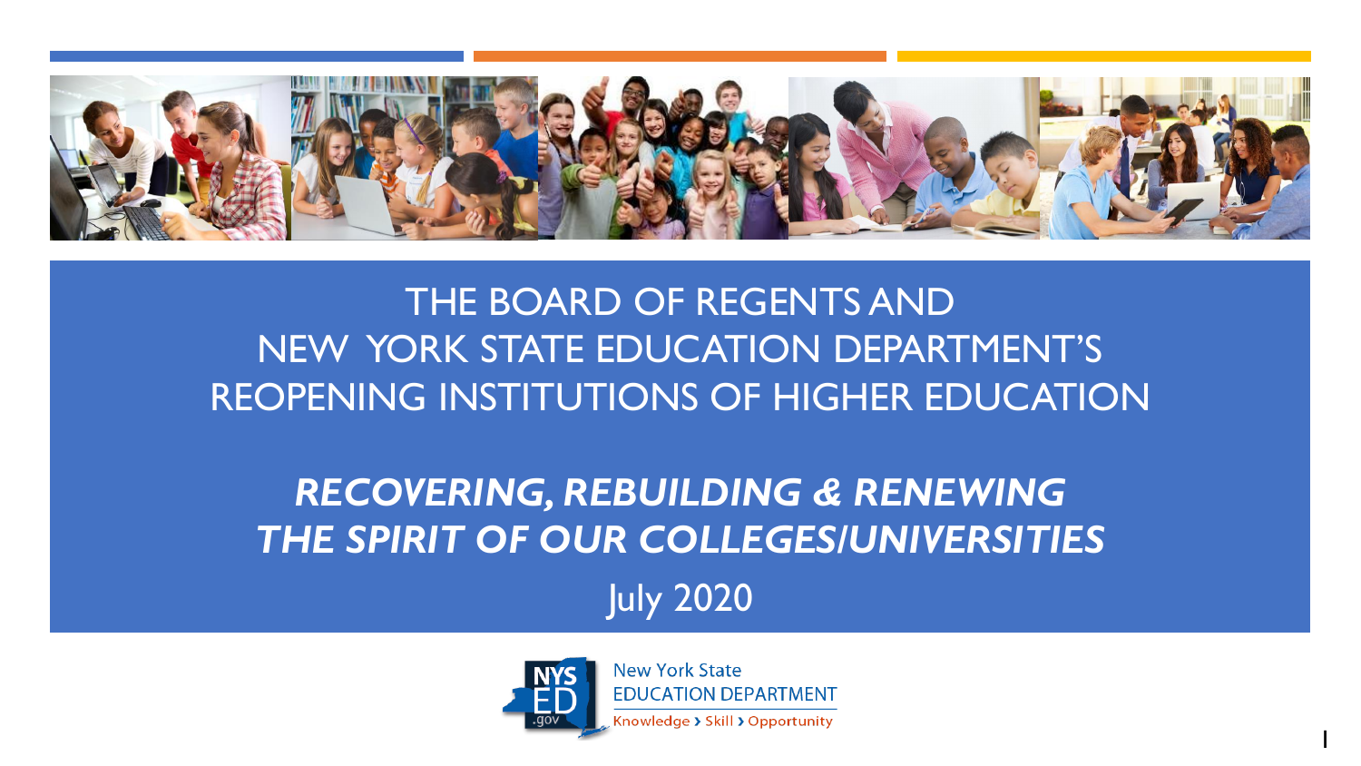# THE BOARD OF REGENTS AND NEW YORK STATE EDUCATION DEPARTMENT'S REOPENING INSTITUTIONS OF HIGHER EDUCATION

## *RECOVERING, REBUILDING & RENEWING THE SPIRIT OF OUR COLLEGES/UNIVERSITIES*

July 2020

New York State EDUCATION DEPARTMENT

Knowledge › Skill › Opportunity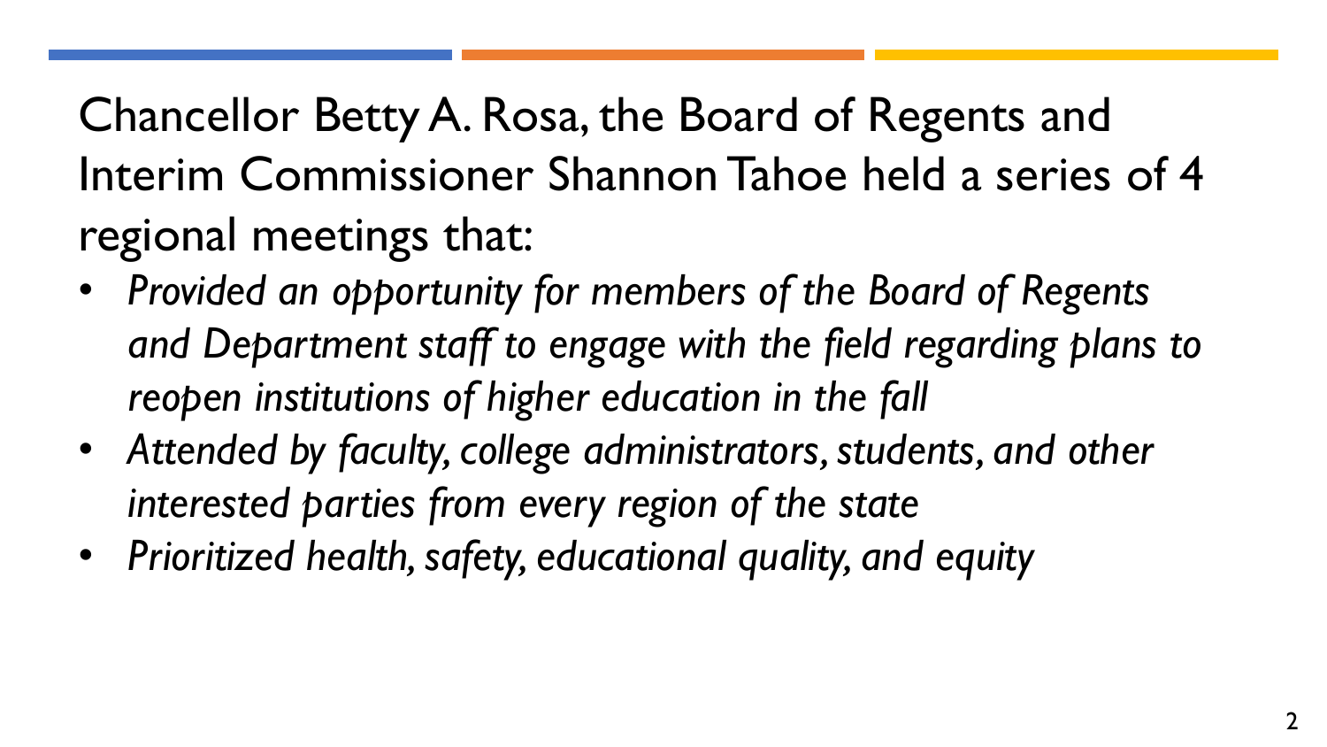Chancellor Betty A. Rosa, the Board of Regents and Interim Commissioner Shannon Tahoe held a series of 4 regional meetings that:

- *Provided an opportunity for members of the Board of Regents and Department staff to engage with the field regarding plans to reopen institutions of higher education in the fall*
- *Attended by faculty, college administrators, students, and other interested parties from every region of the state*
- *Prioritized health, safety, educational quality, and equity*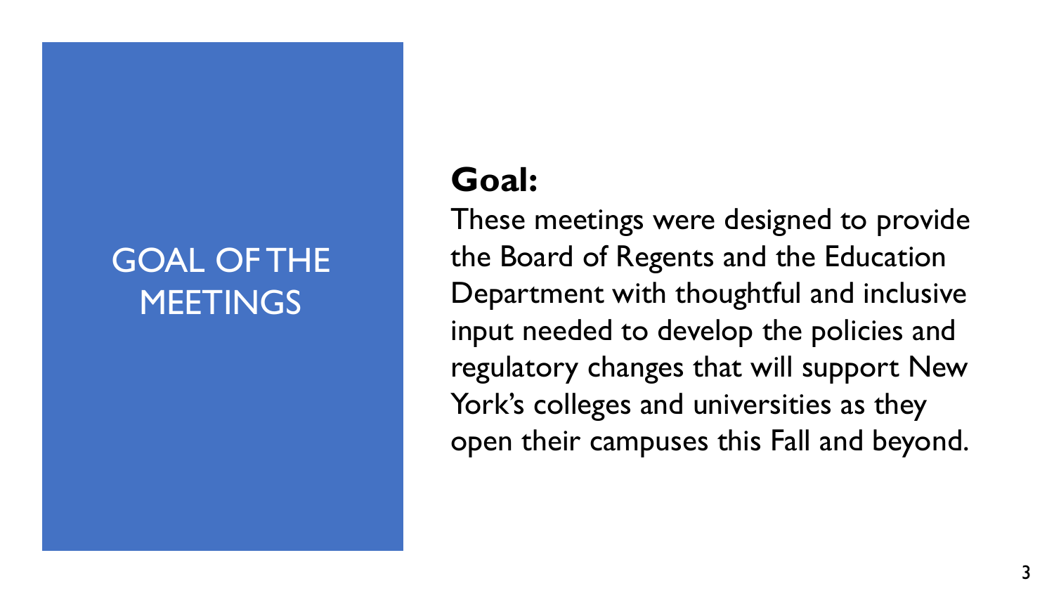# GOAL OF THE MEETINGS

**Goal:**

These meetings were designed to provide the Board of Regents and the Education Department with thoughtful and inclusive input needed to develop the policies and regulatory changes that will support New York's colleges and universities as they open their campuses this Fall and beyond.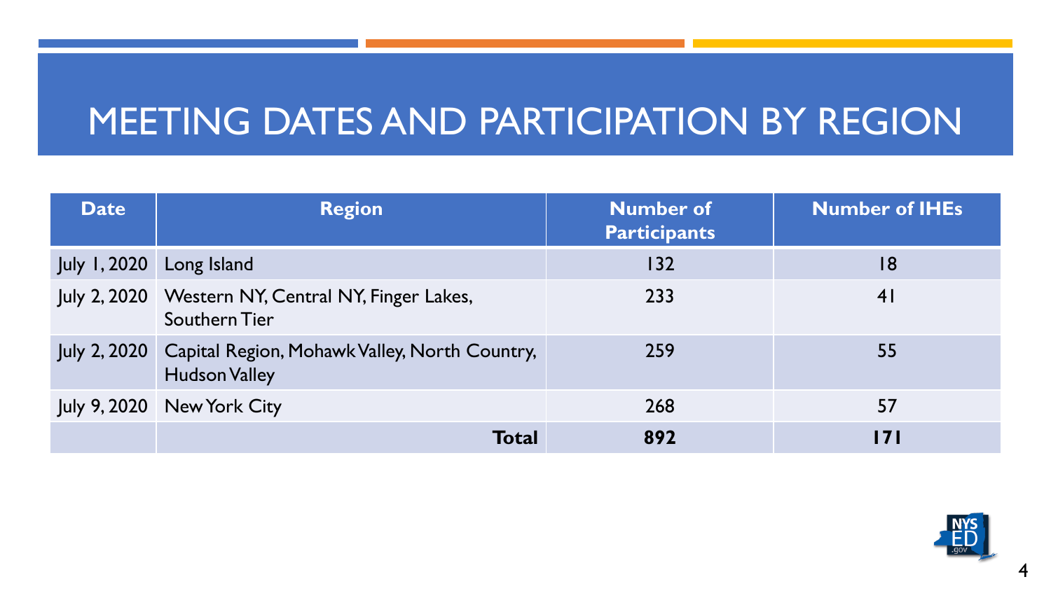# MEETING DATES AND PARTICIPATION BY REGION

| Date | Region | Number of Participants | Number of IHEs |
|---|---|---|---|
| July 1, 2020 | Long Island | 132 | 18 |
| July 2, 2020 | Western NY, Central NY, Finger Lakes, Southern Tier | 233 | 41 |
| July 2, 2020 | Capital Region, Mohawk Valley, North Country, Hudson Valley | 259 | 55 |
| July 9, 2020 | New York City | 268 | 57 |
| | **Total** | **892** | **171** |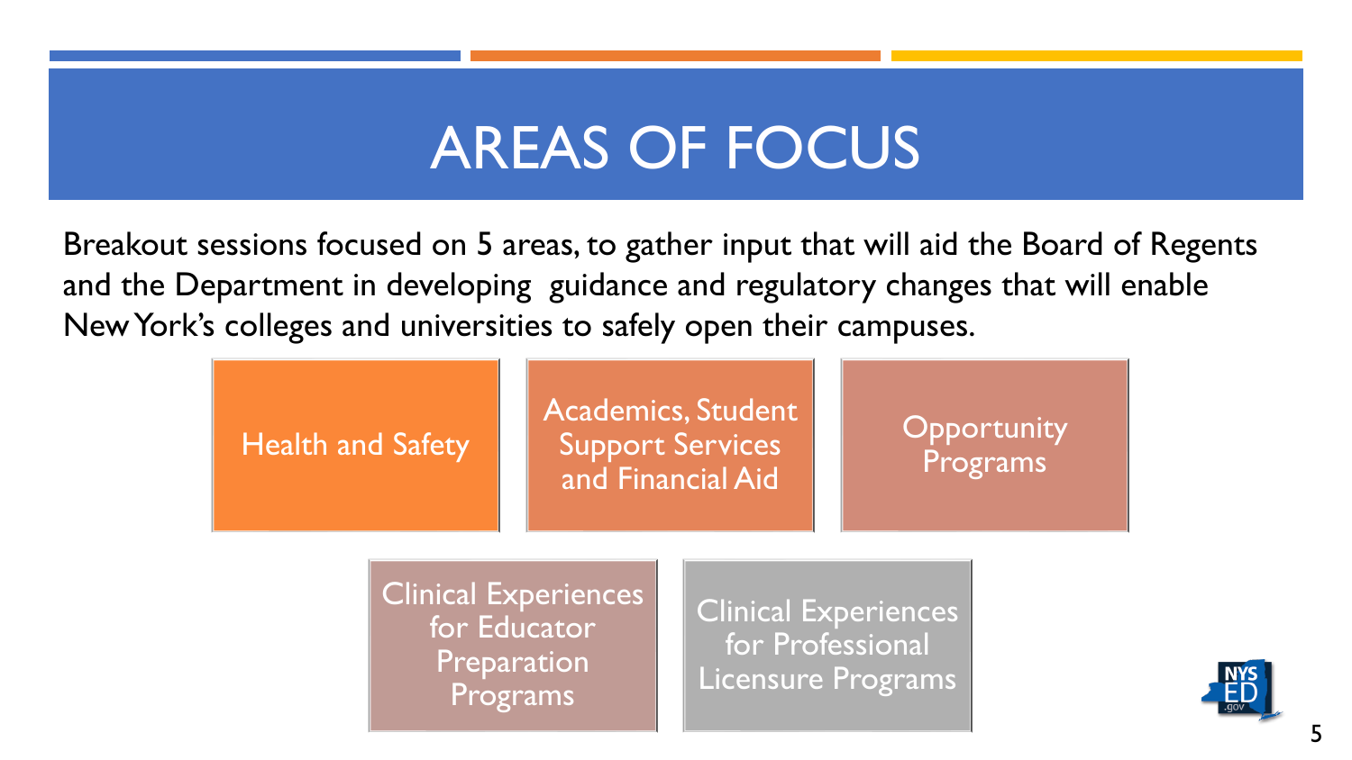# AREAS OF FOCUS

Breakout sessions focused on 5 areas, to gather input that will aid the Board of Regents and the Department in developing guidance and regulatory changes that will enable New York's colleges and universities to safely open their campuses.

- Health and Safety
- Academics, Student Support Services and Financial Aid
- Opportunity Programs
- Clinical Experiences for Educator Preparation Programs
- Clinical Experiences for Professional Licensure Programs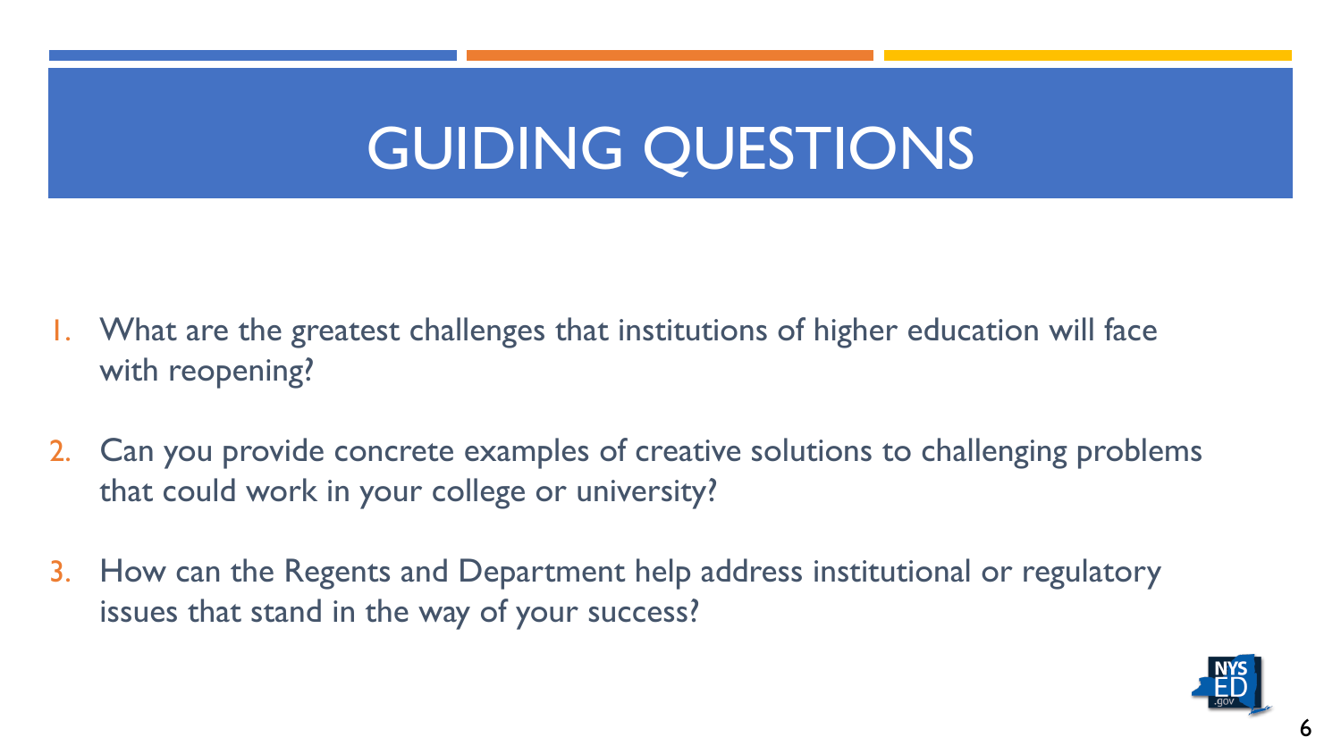# GUIDING QUESTIONS

1. What are the greatest challenges that institutions of higher education will face with reopening?
2. Can you provide concrete examples of creative solutions to challenging problems that could work in your college or university?
3. How can the Regents and Department help address institutional or regulatory issues that stand in the way of your success?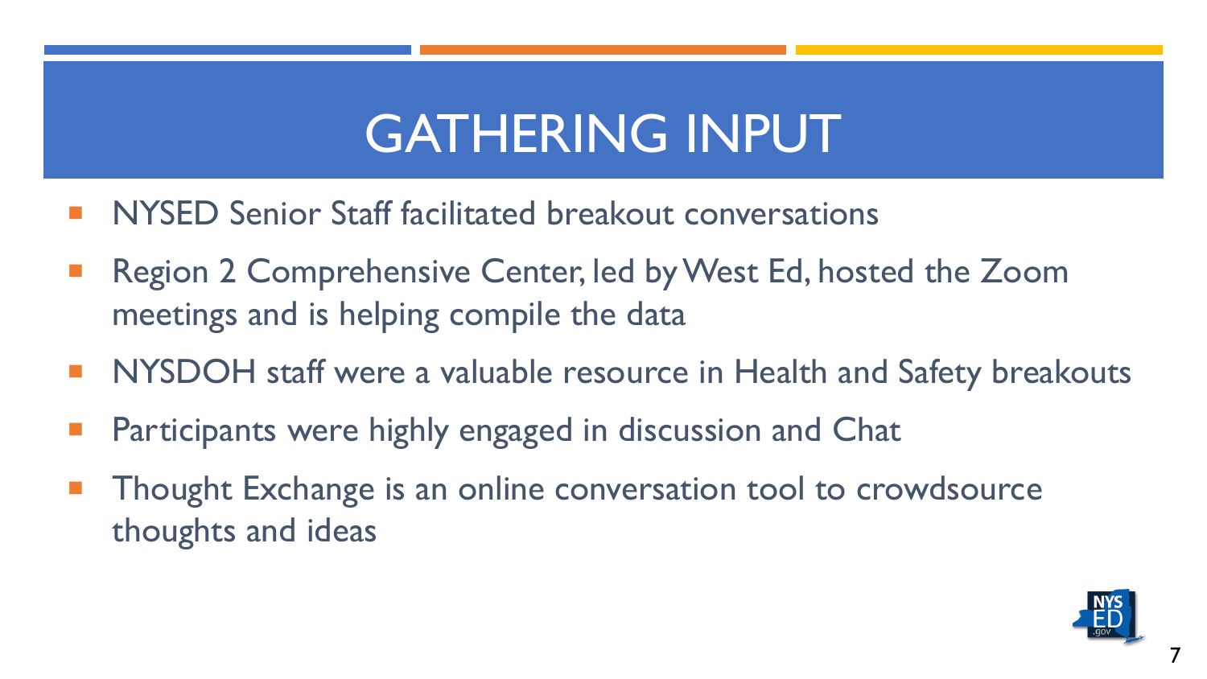# GATHERING INPUT

- NYSED Senior Staff facilitated breakout conversations
- Region 2 Comprehensive Center, led by West Ed, hosted the Zoom meetings and is helping compile the data
- NYSDOH staff were a valuable resource in Health and Safety breakouts
- Participants were highly engaged in discussion and Chat
- Thought Exchange is an online conversation tool to crowdsource thoughts and ideas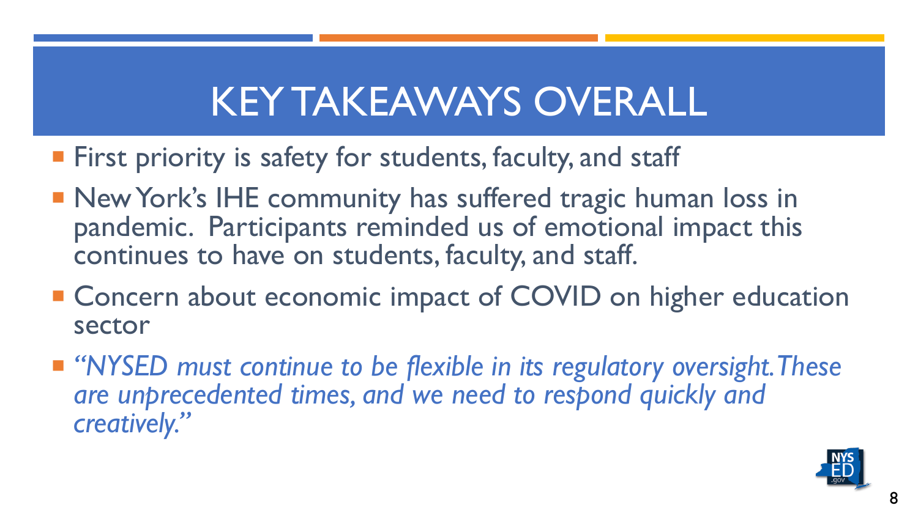# KEY TAKEAWAYS OVERALL

- First priority is safety for students, faculty, and staff
- New York's IHE community has suffered tragic human loss in pandemic. Participants reminded us of emotional impact this continues to have on students, faculty, and staff.
- Concern about economic impact of COVID on higher education sector
- *"NYSED must continue to be flexible in its regulatory oversight. These are unprecedented times, and we need to respond quickly and creatively."*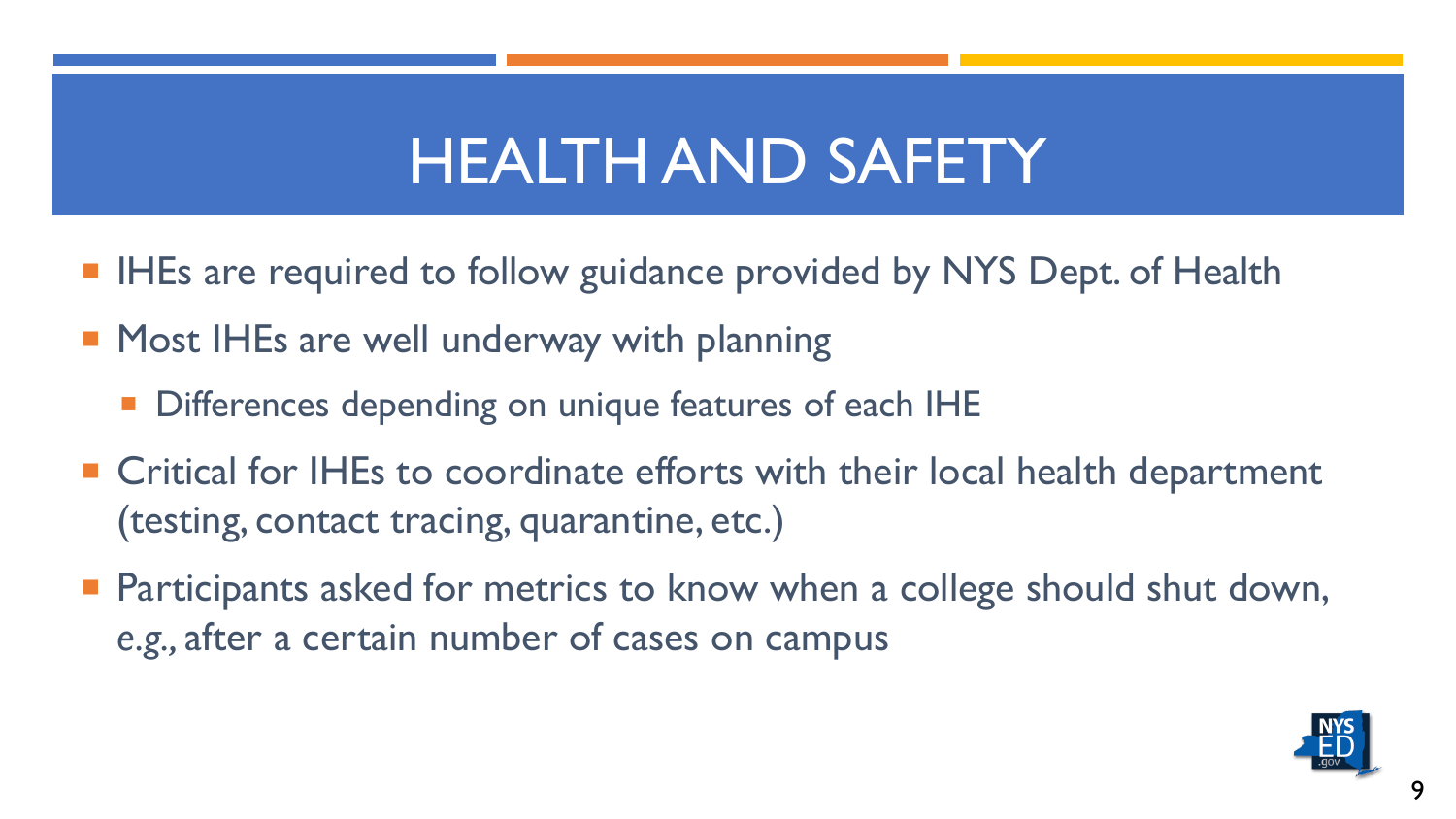# HEALTH AND SAFETY

- IHEs are required to follow guidance provided by NYS Dept. of Health
- Most IHEs are well underway with planning
  - Differences depending on unique features of each IHE
- Critical for IHEs to coordinate efforts with their local health department (testing, contact tracing, quarantine, etc.)
- Participants asked for metrics to know when a college should shut down, *e.g.*, after a certain number of cases on campus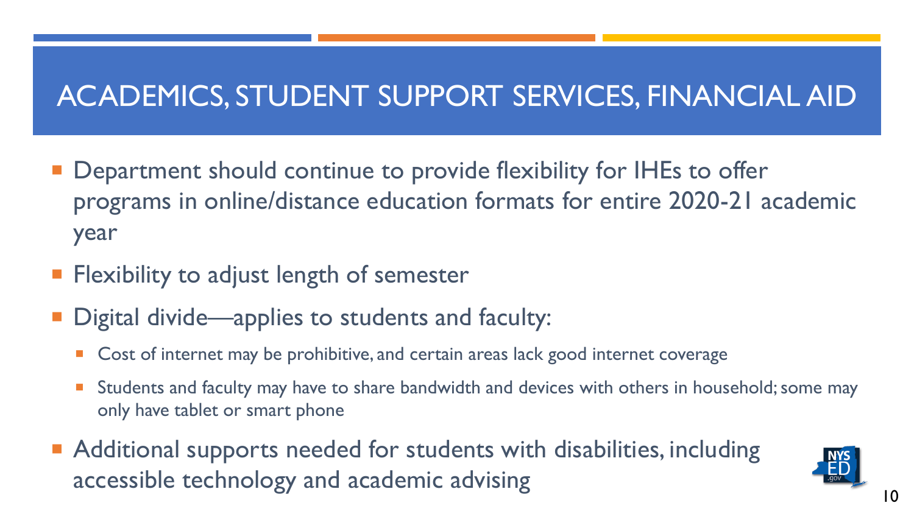# ACADEMICS, STUDENT SUPPORT SERVICES, FINANCIAL AID

- Department should continue to provide flexibility for IHEs to offer programs in online/distance education formats for entire 2020-21 academic year
- Flexibility to adjust length of semester
- Digital divide—applies to students and faculty:
  - Cost of internet may be prohibitive, and certain areas lack good internet coverage
  - Students and faculty may have to share bandwidth and devices with others in household; some may only have tablet or smart phone
- Additional supports needed for students with disabilities, including accessible technology and academic advising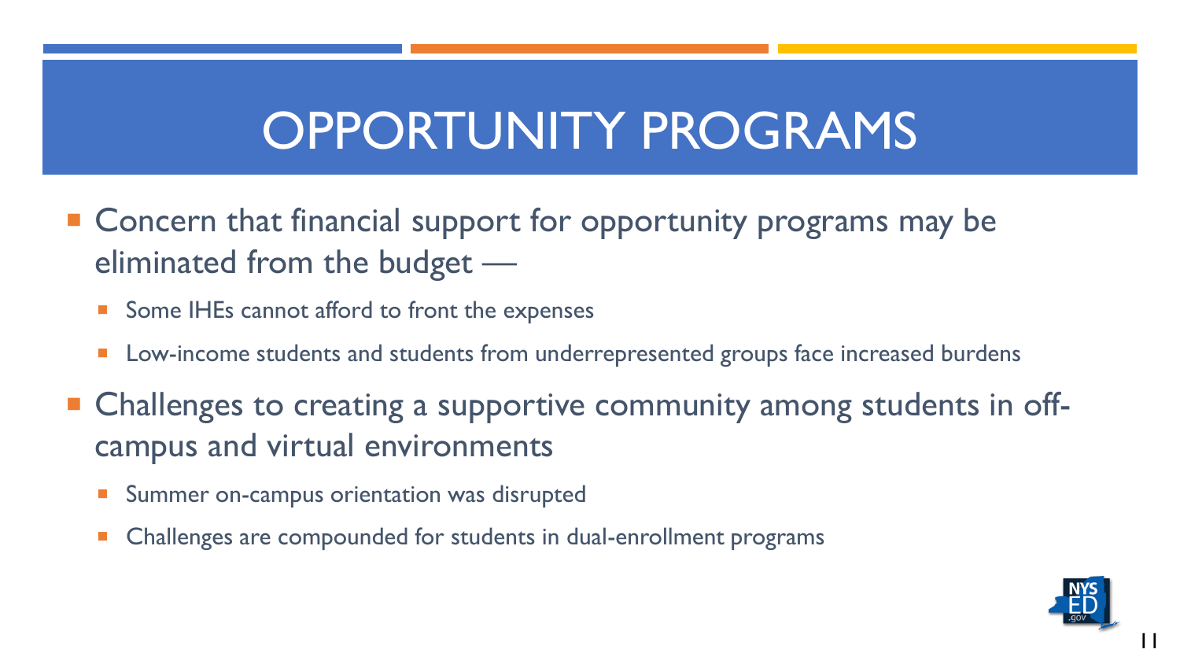# OPPORTUNITY PROGRAMS

- Concern that financial support for opportunity programs may be eliminated from the budget —
  - Some IHEs cannot afford to front the expenses
  - Low-income students and students from underrepresented groups face increased burdens
- Challenges to creating a supportive community among students in off-campus and virtual environments
  - Summer on-campus orientation was disrupted
  - Challenges are compounded for students in dual-enrollment programs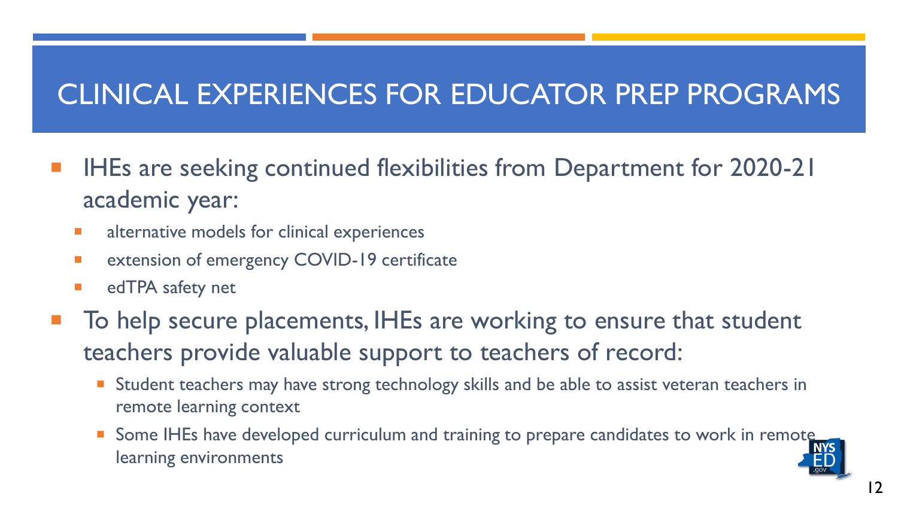# CLINICAL EXPERIENCES FOR EDUCATOR PREP PROGRAMS

- IHEs are seeking continued flexibilities from Department for 2020-21 academic year:
  - alternative models for clinical experiences
  - extension of emergency COVID-19 certificate
  - edTPA safety net
- To help secure placements, IHEs are working to ensure that student teachers provide valuable support to teachers of record:
  - Student teachers may have strong technology skills and be able to assist veteran teachers in remote learning context
  - Some IHEs have developed curriculum and training to prepare candidates to work in remote learning environments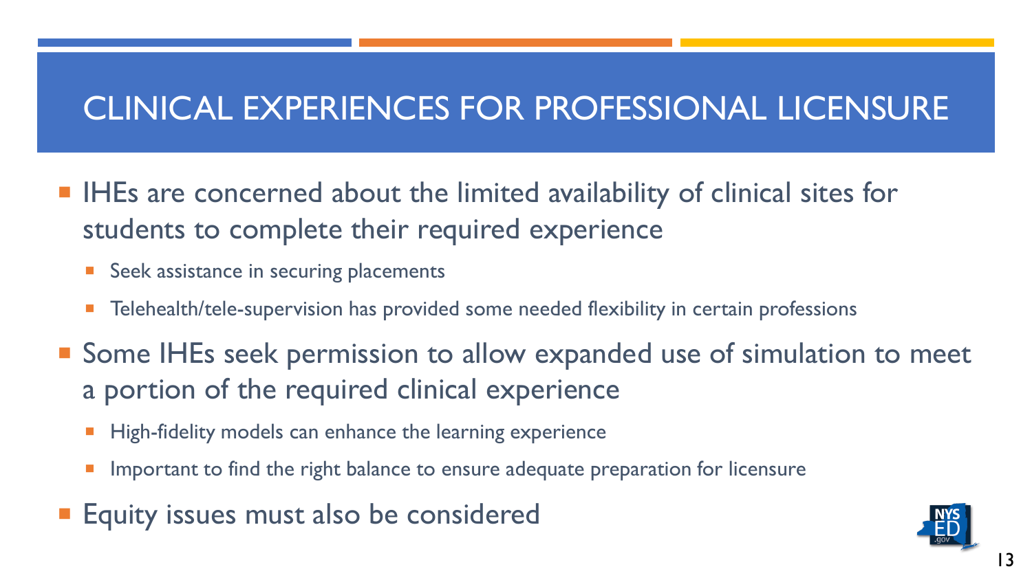# CLINICAL EXPERIENCES FOR PROFESSIONAL LICENSURE

- IHEs are concerned about the limited availability of clinical sites for students to complete their required experience
  - Seek assistance in securing placements
  - Telehealth/tele-supervision has provided some needed flexibility in certain professions
- Some IHEs seek permission to allow expanded use of simulation to meet a portion of the required clinical experience
  - High-fidelity models can enhance the learning experience
  - Important to find the right balance to ensure adequate preparation for licensure
- Equity issues must also be considered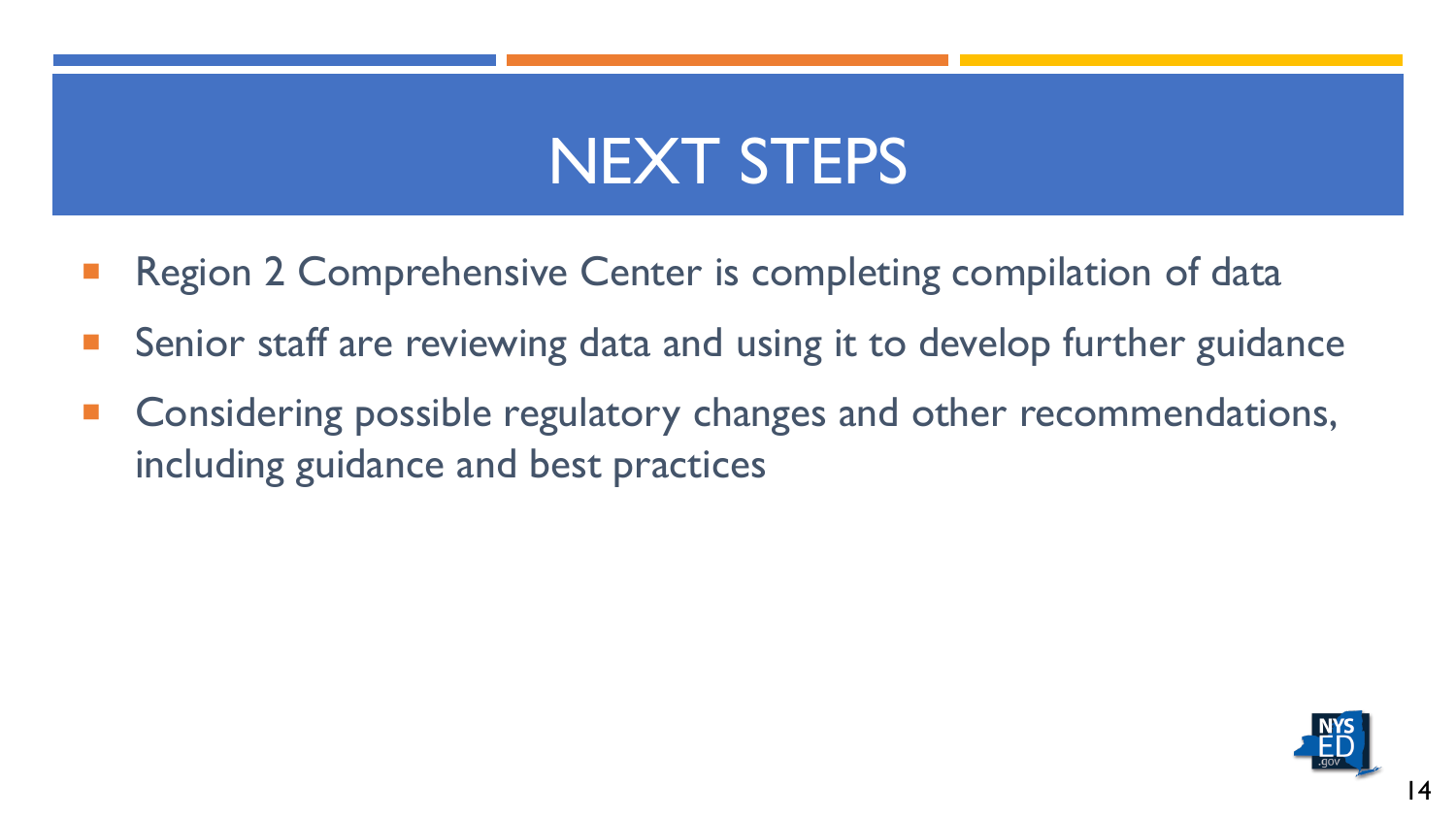# NEXT STEPS

- Region 2 Comprehensive Center is completing compilation of data
- Senior staff are reviewing data and using it to develop further guidance
- Considering possible regulatory changes and other recommendations, including guidance and best practices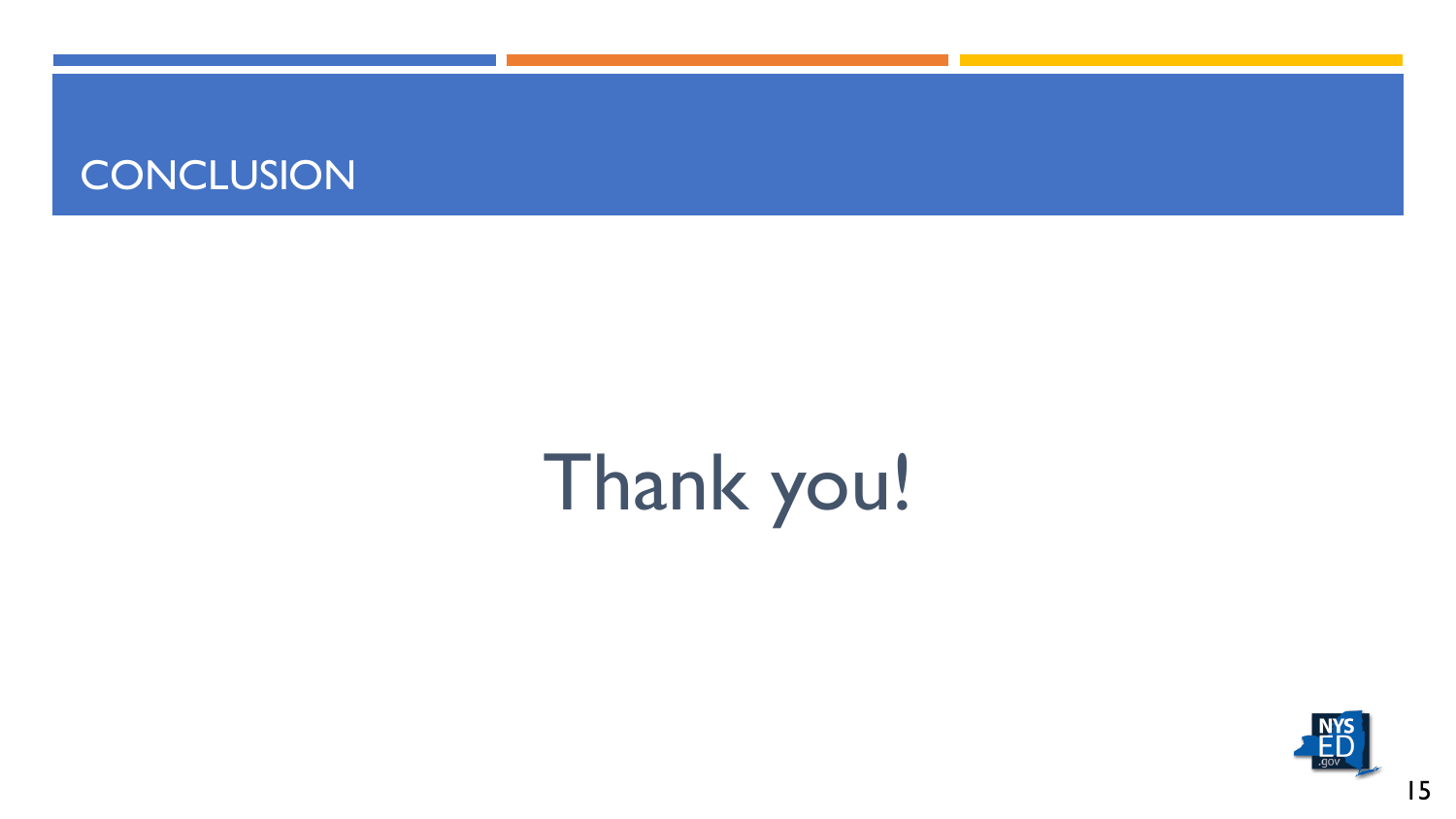# CONCLUSION

Thank you!